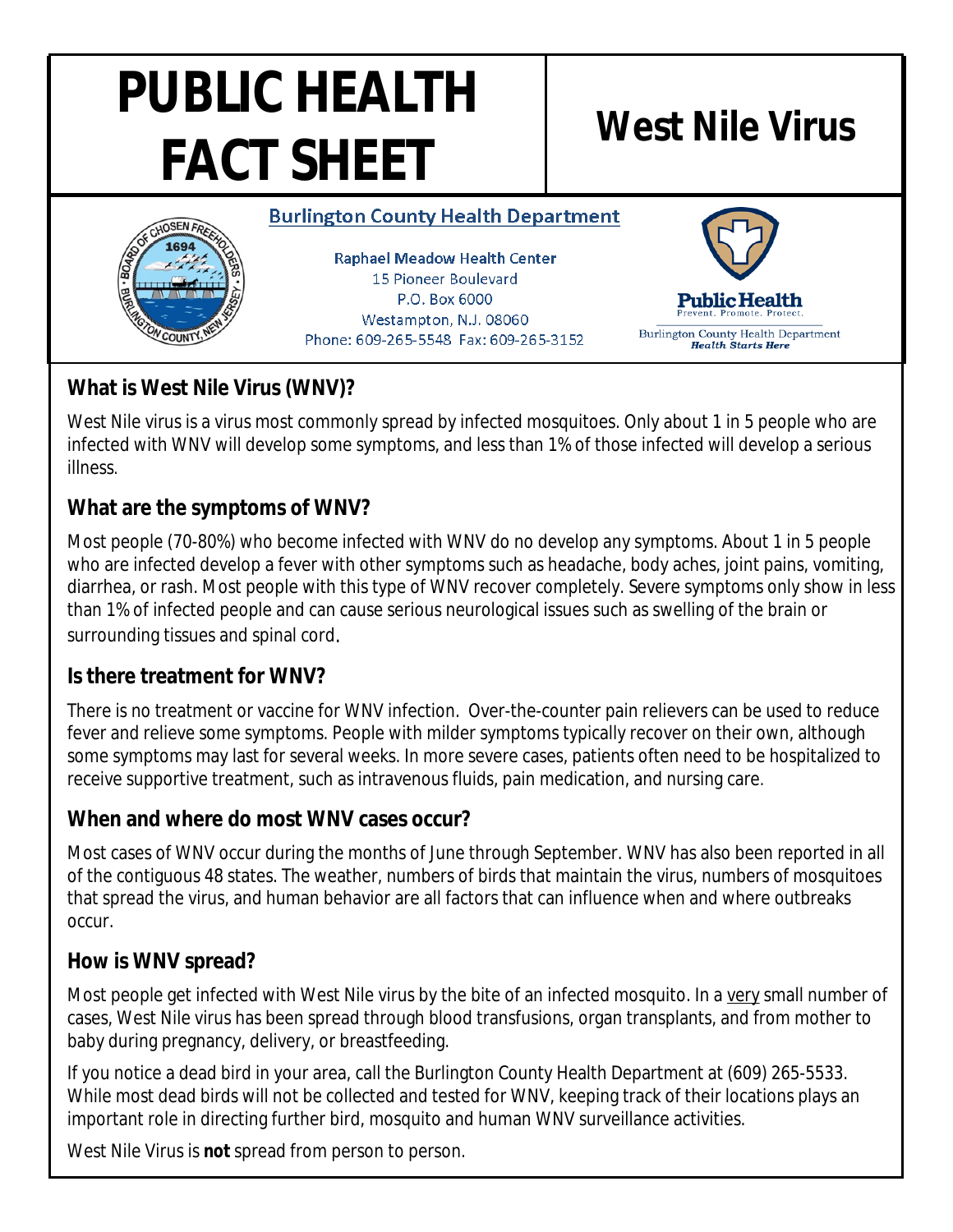# PUBLIC HEALTH FACT SHEET

# West Nile Virus

**Burlington County Health Department**

Raphael Meadow Health Center
15 Pioneer Boulevard
P.O. Box 6000
Westampton, N.J. 08060
Phone: 609-265-5548 Fax: 609-265-3152

Public Health
Prevent. Promote. Protect.
Burlington County Health Department
*Health Starts Here*

## What is West Nile Virus (WNV)?

West Nile virus is a virus most commonly spread by infected mosquitoes. Only about 1 in 5 people who are infected with WNV will develop some symptoms, and less than 1% of those infected will develop a serious illness.

## What are the symptoms of WNV?

Most people (70-80%) who become infected with WNV do no develop any symptoms. About 1 in 5 people who are infected develop a fever with other symptoms such as headache, body aches, joint pains, vomiting, diarrhea, or rash. Most people with this type of WNV recover completely. Severe symptoms only show in less than 1% of infected people and can cause serious neurological issues such as swelling of the brain or surrounding tissues and spinal cord.

## Is there treatment for WNV?

There is no treatment or vaccine for WNV infection. Over-the-counter pain relievers can be used to reduce fever and relieve some symptoms. People with milder symptoms typically recover on their own, although some symptoms may last for several weeks. In more severe cases, patients often need to be hospitalized to receive supportive treatment, such as intravenous fluids, pain medication, and nursing care.

## When and where do most WNV cases occur?

Most cases of WNV occur during the months of June through September. WNV has also been reported in all of the contiguous 48 states. The weather, numbers of birds that maintain the virus, numbers of mosquitoes that spread the virus, and human behavior are all factors that can influence when and where outbreaks occur.

## How is WNV spread?

Most people get infected with West Nile virus by the bite of an infected mosquito. In a very small number of cases, West Nile virus has been spread through blood transfusions, organ transplants, and from mother to baby during pregnancy, delivery, or breastfeeding.

If you notice a dead bird in your area, call the Burlington County Health Department at (609) 265-5533. While most dead birds will not be collected and tested for WNV, keeping track of their locations plays an important role in directing further bird, mosquito and human WNV surveillance activities.

West Nile Virus is **not** spread from person to person.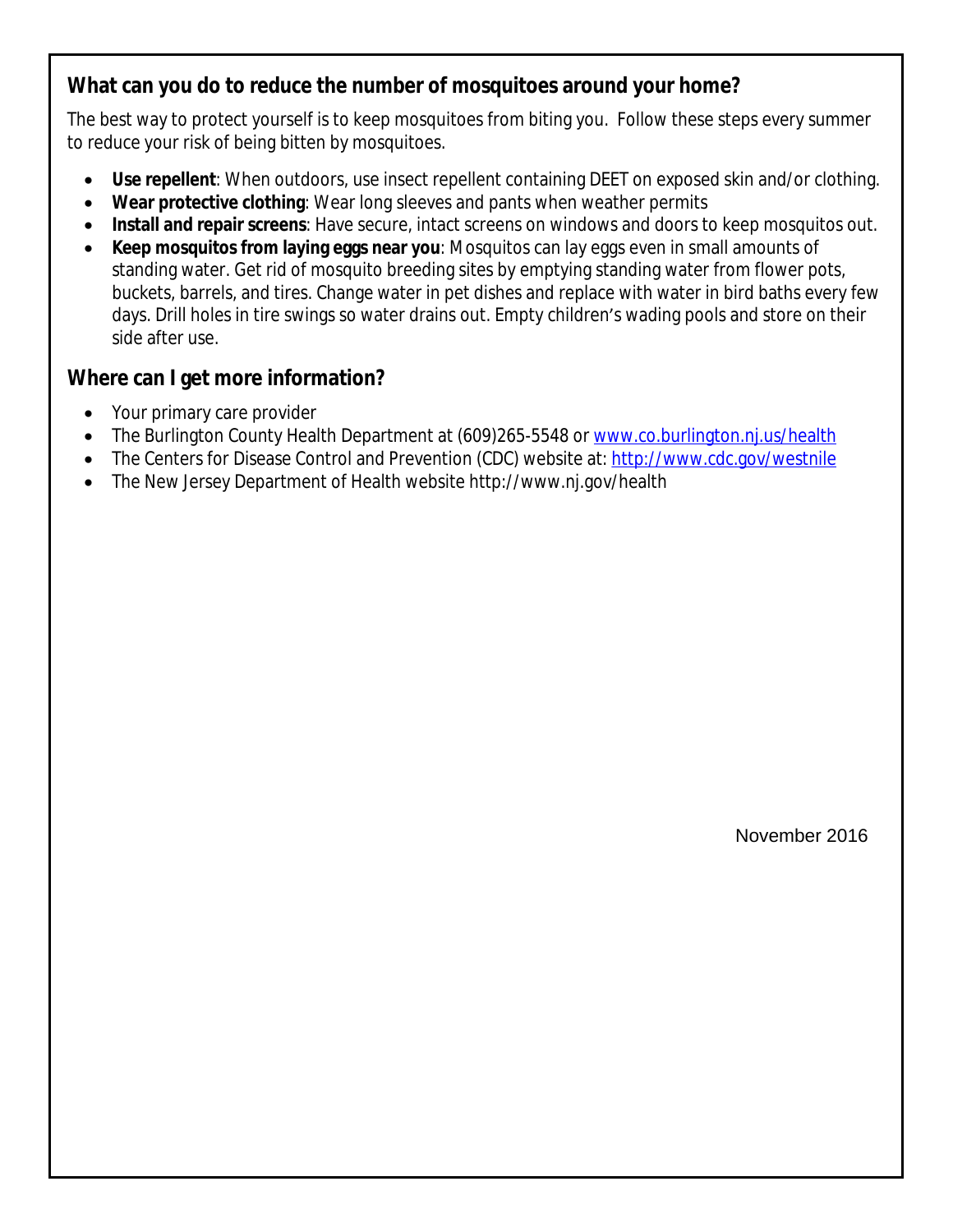## What can you do to reduce the number of mosquitoes around your home?

The best way to protect yourself is to keep mosquitoes from biting you. Follow these steps every summer to reduce your risk of being bitten by mosquitoes.

- **Use repellent**: When outdoors, use insect repellent containing DEET on exposed skin and/or clothing.
- **Wear protective clothing**: Wear long sleeves and pants when weather permits
- **Install and repair screens**: Have secure, intact screens on windows and doors to keep mosquitos out.
- **Keep mosquitos from laying eggs near you**: Mosquitos can lay eggs even in small amounts of standing water. Get rid of mosquito breeding sites by emptying standing water from flower pots, buckets, barrels, and tires. Change water in pet dishes and replace with water in bird baths every few days. Drill holes in tire swings so water drains out. Empty children's wading pools and store on their side after use.

## Where can I get more information?

- Your primary care provider
- The Burlington County Health Department at (609)265-5548 or [www.co.burlington.nj.us/health](www.co.burlington.nj.us/health)
- The Centers for Disease Control and Prevention (CDC) website at: [http://www.cdc.gov/westnile](http://www.cdc.gov/westnile)
- The New Jersey Department of Health website http://www.nj.gov/health

November 2016